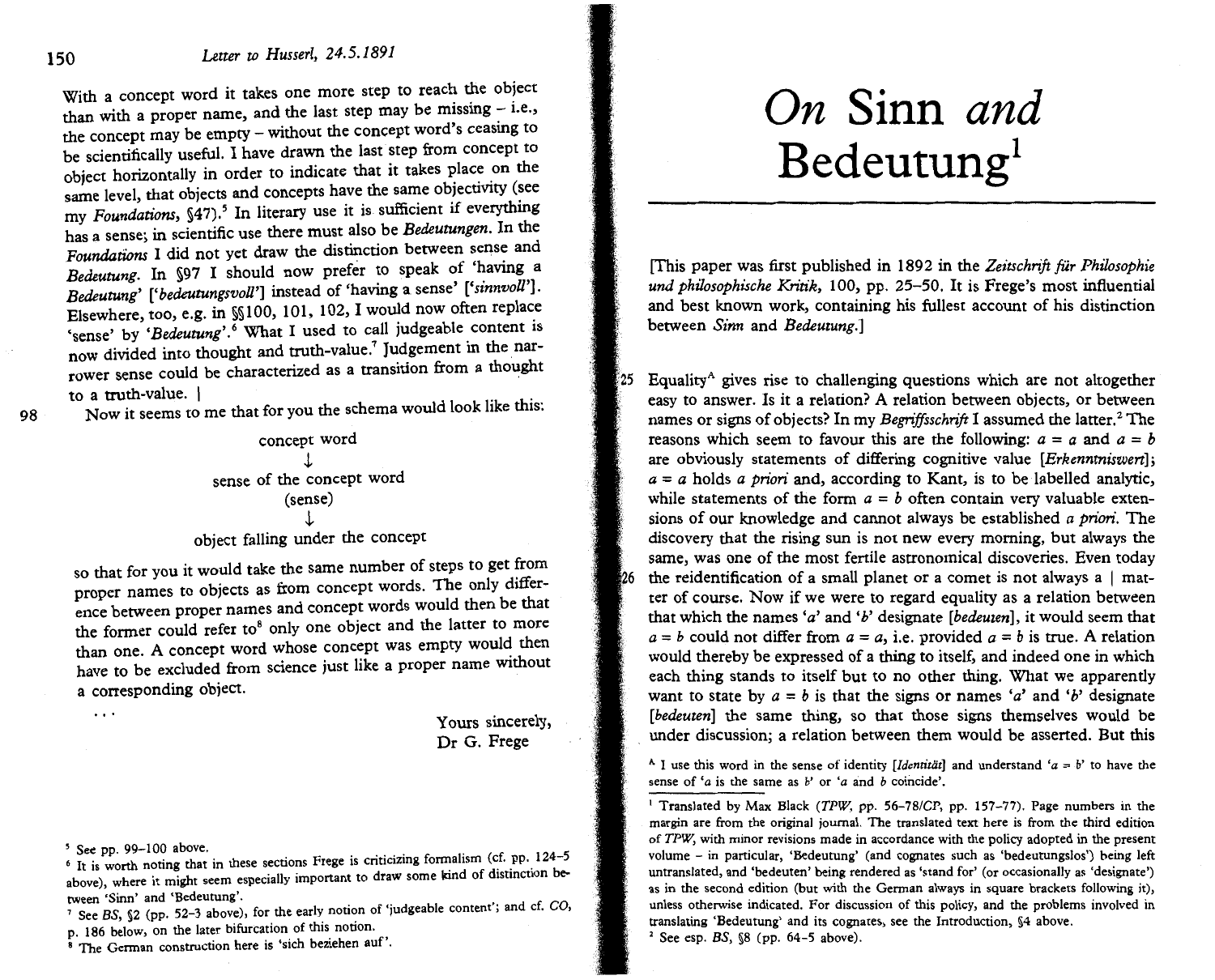With a concept word it takes one more step to reach the object than with a proper name, and the last step may be missing – i.e., the concept may be empty – without the concept word's ceasing to be scientifically useful. I have drawn the last step from concept to object horizontally in order to indicate that it takes place on the same level, that objects and concepts have the same objectivity (see my *Foundations*, §47).[5] In literary use it is sufficient if everything has a sense; in scientific use there must also be *Bedeutungen*. In the *Foundations* I did not yet draw the distinction between sense and *Bedeutung*. In §97 I should now prefer to speak of 'having a *Bedeutung*' ['*bedeutungsvoll*'] instead of 'having a sense' ['*sinnvoll*']. Elsewhere, too, e.g. in §§100, 101, 102, I would now often replace 'sense' by '*Bedeutung*'.[6] What I used to call judgeable content is now divided into thought and truth-value.[7] Judgement in the narrower sense could be characterized as a transition from a thought to a truth-value. |

98 Now it seems to me that for you the schema would look like this:

concept word
↓
sense of the concept word
(sense)
↓
object falling under the concept

so that for you it would take the same number of steps to get from proper names to objects as from concept words. The only difference between proper names and concept words would then be that the former could refer to[8] only one object and the latter to more than one. A concept word whose concept was empty would then have to be excluded from science just like a proper name without a corresponding object.

...

Yours sincerely,
Dr G. Frege

[5] See pp. 99–100 above.

[6] It is worth noting that in these sections Frege is criticizing formalism (cf. pp. 124–5 above), where it might seem especially important to draw some kind of distinction between 'Sinn' and 'Bedeutung'.

[7] See *BS*, §2 (pp. 52–3 above), for the early notion of 'judgeable content'; and cf. *CO*, p. 186 below, on the later bifurcation of this notion.

[8] The German construction here is 'sich beziehen auf'.

# *On* Sinn *and* Bedeutung[1]

[This paper was first published in 1892 in the *Zeitschrift für Philosophie und philosophische Kritik*, 100, pp. 25–50. It is Frege's most influential and best known work, containing his fullest account of his distinction between *Sinn* and *Bedeutung*.]

25 Equality[A] gives rise to challenging questions which are not altogether easy to answer. Is it a relation? A relation between objects, or between names or signs of objects? In my *Begriffsschrift* I assumed the latter.[2] The reasons which seem to favour this are the following: $a = a$ and $a = b$ are obviously statements of differing cognitive value [*Erkenntniswert*]; $a = a$ holds *a priori* and, according to Kant, is to be labelled analytic, while statements of the form $a = b$ often contain very valuable extensions of our knowledge and cannot always be established *a priori*. The discovery that the rising sun is not new every morning, but always the same, was one of the most fertile astronomical discoveries. Even today

26 the reidentification of a small planet or a comet is not always a | matter of course. Now if we were to regard equality as a relation between that which the names '$a$' and '$b$' designate [*bedeuten*], it would seem that $a = b$ could not differ from $a = a$, i.e. provided $a = b$ is true. A relation would thereby be expressed of a thing to itself, and indeed one in which each thing stands to itself but to no other thing. What we apparently want to state by $a = b$ is that the signs or names '$a$' and '$b$' designate [*bedeuten*] the same thing, so that those signs themselves would be under discussion; a relation between them would be asserted. But this

[A] I use this word in the sense of identity [*Identität*] and understand '$a = b$' to have the sense of '$a$ is the same as $b$' or '$a$ and $b$ coincide'.

[1] Translated by Max Black (*TPW*, pp. 56–78/*CP*, pp. 157–77). Page numbers in the margin are from the original journal. The translated text here is from the third edition of *TPW*, with minor revisions made in accordance with the policy adopted in the present volume – in particular, 'Bedeutung' (and cognates such as 'bedeutungslos') being left untranslated, and 'bedeuten' being rendered as 'stand for' (or occasionally as 'designate') as in the second edition (but with the German always in square brackets following it), unless otherwise indicated. For discussion of this policy, and the problems involved in translating 'Bedeutung' and its cognates, see the Introduction, §4 above.

[2] See esp. *BS*, §8 (pp. 64–5 above).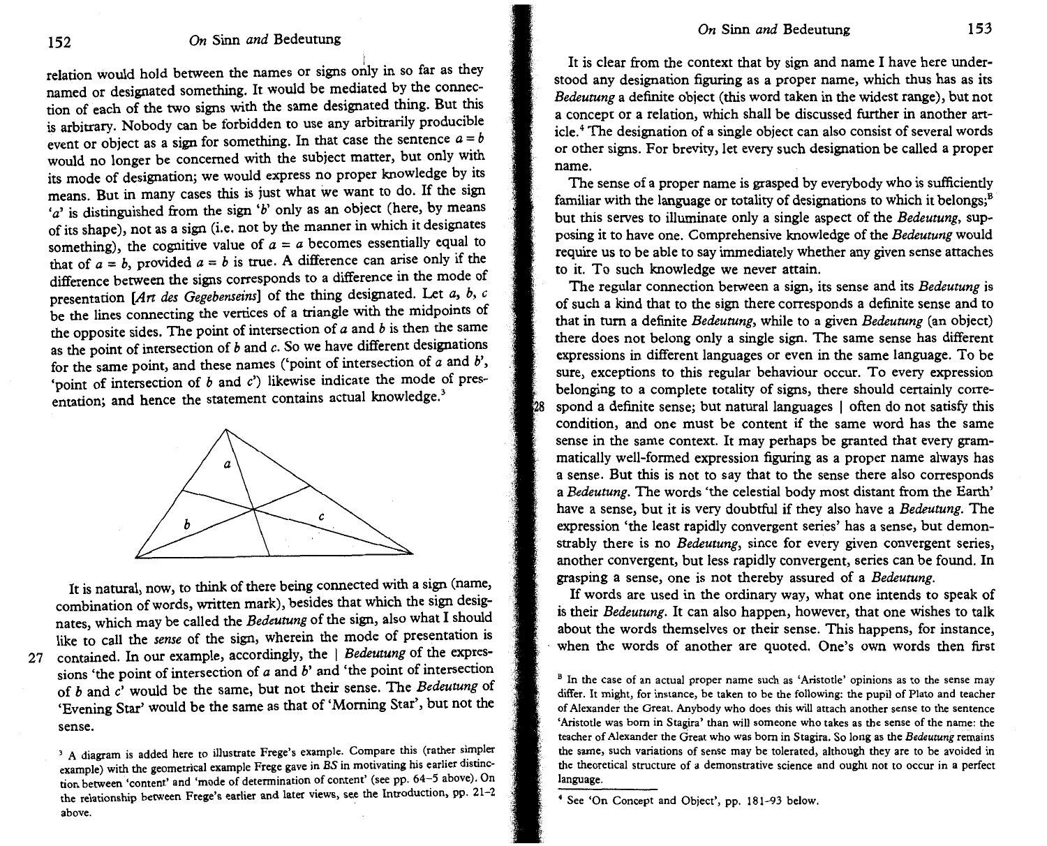relation would hold between the names or signs only in so far as they named or designated something. It would be mediated by the connection of each of the two signs with the same designated thing. But this is arbitrary. Nobody can be forbidden to use any arbitrarily producible event or object as a sign for something. In that case the sentence $a = b$ would no longer be concerned with the subject matter, but only with its mode of designation; we would express no proper knowledge by its means. But in many cases this is just what we want to do. If the sign '$a$' is distinguished from the sign '$b$' only as an object (here, by means of its shape), not as a sign (i.e. not by the manner in which it designates something), the cognitive value of $a = a$ becomes essentially equal to that of $a = b$, provided $a = b$ is true. A difference can arise only if the difference between the signs corresponds to a difference in the mode of presentation [*Art des Gegebenseins*] of the thing designated. Let $a$, $b$, $c$ be the lines connecting the vertices of a triangle with the midpoints of the opposite sides. The point of intersection of $a$ and $b$ is then the same as the point of intersection of $b$ and $c$. So we have different designations for the same point, and these names ('point of intersection of $a$ and $b$', 'point of intersection of $b$ and $c$') likewise indicate the mode of presentation; and hence the statement contains actual knowledge.[3]

It is natural, now, to think of there being connected with a sign (name, combination of words, written mark), besides that which the sign designates, which may be called the *Bedeutung* of the sign, also what I should like to call the *sense* of the sign, wherein the mode of presentation is contained. In our example, accordingly, the 27 | *Bedeutung* of the expressions 'the point of intersection of $a$ and $b$' and 'the point of intersection of $b$ and $c$' would be the same, but not their sense. The *Bedeutung* of 'Evening Star' would be the same as that of 'Morning Star', but not the sense.

[3] A diagram is added here to illustrate Frege's example. Compare this (rather simpler example) with the geometrical example Frege gave in *BS* in motivating his earlier distinction between 'content' and 'mode of determination of content' (see pp. 64–5 above). On the relationship between Frege's earlier and later views, see the Introduction, pp. 21–2 above.

It is clear from the context that by sign and name I have here understood any designation figuring as a proper name, which thus has as its *Bedeutung* a definite object (this word taken in the widest range), but not a concept or a relation, which shall be discussed further in another article.[4] The designation of a single object can also consist of several words or other signs. For brevity, let every such designation be called a proper name.

The sense of a proper name is grasped by everybody who is sufficiently familiar with the language or totality of designations to which it belongs;[B] but this serves to illuminate only a single aspect of the *Bedeutung*, supposing it to have one. Comprehensive knowledge of the *Bedeutung* would require us to be able to say immediately whether any given sense attaches to it. To such knowledge we never attain.

The regular connection between a sign, its sense and its *Bedeutung* is of such a kind that to the sign there corresponds a definite sense and to that in turn a definite *Bedeutung*, while to a given *Bedeutung* (an object) there does not belong only a single sign. The same sense has different expressions in different languages or even in the same language. To be sure, exceptions to this regular behaviour occur. To every expression belonging to a complete totality of signs, there should certainly correspond a definite sense; but natural languages 28 | often do not satisfy this condition, and one must be content if the same word has the same sense in the same context. It may perhaps be granted that every grammatically well-formed expression figuring as a proper name always has a sense. But this is not to say that to the sense there also corresponds a *Bedeutung*. The words 'the celestial body most distant from the Earth' have a sense, but it is very doubtful if they also have a *Bedeutung*. The expression 'the least rapidly convergent series' has a sense, but demonstrably there is no *Bedeutung*, since for every given convergent series, another convergent, but less rapidly convergent, series can be found. In grasping a sense, one is not thereby assured of a *Bedeutung*.

If words are used in the ordinary way, what one intends to speak of is their *Bedeutung*. It can also happen, however, that one wishes to talk about the words themselves or their sense. This happens, for instance, when the words of another are quoted. One's own words then first

[B] In the case of an actual proper name such as 'Aristotle' opinions as to the sense may differ. It might, for instance, be taken to be the following: the pupil of Plato and teacher of Alexander the Great. Anybody who does this will attach another sense to the sentence 'Aristotle was born in Stagira' than will someone who takes as the sense of the name: the teacher of Alexander the Great who was born in Stagira. So long as the *Bedeutung* remains the same, such variations of sense may be tolerated, although they are to be avoided in the theoretical structure of a demonstrative science and ought not to occur in a perfect language.

[4] See 'On Concept and Object', pp. 181–93 below.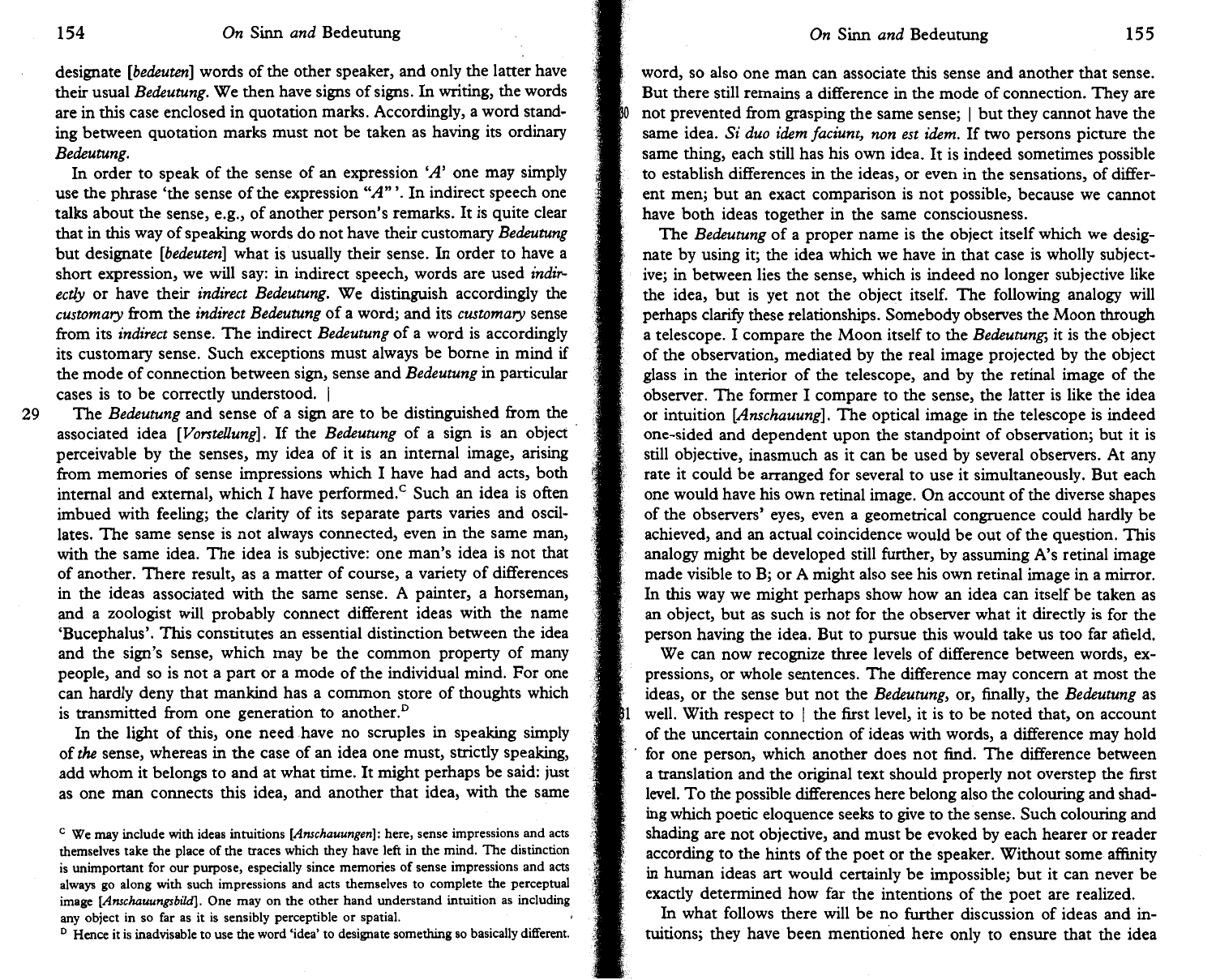designate [*bedeuten*] words of the other speaker, and only the latter have their usual *Bedeutung*. We then have signs of signs. In writing, the words are in this case enclosed in quotation marks. Accordingly, a word standing between quotation marks must not be taken as having its ordinary *Bedeutung*.

In order to speak of the sense of an expression '*A*' one may simply use the phrase 'the sense of the expression "*A*"'. In indirect speech one talks about the sense, e.g., of another person's remarks. It is quite clear that in this way of speaking words do not have their customary *Bedeutung* but designate [*bedeuten*] what is usually their sense. In order to have a short expression, we will say: in indirect speech, words are used *indirectly* or have their *indirect Bedeutung*. We distinguish accordingly the *customary* from the *indirect Bedeutung* of a word; and its *customary* sense from its *indirect* sense. The indirect *Bedeutung* of a word is accordingly its customary sense. Such exceptions must always be borne in mind if the mode of connection between sign, sense and *Bedeutung* in particular cases is to be correctly understood. |

29 The *Bedeutung* and sense of a sign are to be distinguished from the associated idea [*Vorstellung*]. If the *Bedeutung* of a sign is an object perceivable by the senses, my idea of it is an internal image, arising from memories of sense impressions which I have had and acts, both internal and external, which I have performed.[C] Such an idea is often imbued with feeling; the clarity of its separate parts varies and oscillates. The same sense is not always connected, even in the same man, with the same idea. The idea is subjective: one man's idea is not that of another. There result, as a matter of course, a variety of differences in the ideas associated with the same sense. A painter, a horseman, and a zoologist will probably connect different ideas with the name 'Bucephalus'. This constitutes an essential distinction between the idea and the sign's sense, which may be the common property of many people, and so is not a part or a mode of the individual mind. For one can hardly deny that mankind has a common store of thoughts which is transmitted from one generation to another.[D]

In the light of this, one need have no scruples in speaking simply of *the* sense, whereas in the case of an idea one must, strictly speaking, add whom it belongs to and at what time. It might perhaps be said: just as one man connects this idea, and another that idea, with the same word, so also one man can associate this sense and another that sense. But there still remains a difference in the mode of connection. They are 30 not prevented from grasping the same sense; | but they cannot have the same idea. *Si duo idem faciunt, non est idem.* If two persons picture the same thing, each still has his own idea. It is indeed sometimes possible to establish differences in the ideas, or even in the sensations, of different men; but an exact comparison is not possible, because we cannot have both ideas together in the same consciousness.

The *Bedeutung* of a proper name is the object itself which we designate by using it; the idea which we have in that case is wholly subjective; in between lies the sense, which is indeed no longer subjective like the idea, but is yet not the object itself. The following analogy will perhaps clarify these relationships. Somebody observes the Moon through a telescope. I compare the Moon itself to the *Bedeutung*; it is the object of the observation, mediated by the real image projected by the object glass in the interior of the telescope, and by the retinal image of the observer. The former I compare to the sense, the latter is like the idea or intuition [*Anschauung*]. The optical image in the telescope is indeed one-sided and dependent upon the standpoint of observation; but it is still objective, inasmuch as it can be used by several observers. At any rate it could be arranged for several to use it simultaneously. But each one would have his own retinal image. On account of the diverse shapes of the observers' eyes, even a geometrical congruence could hardly be achieved, and an actual coincidence would be out of the question. This analogy might be developed still further, by assuming A's retinal image made visible to B; or A might also see his own retinal image in a mirror. In this way we might perhaps show how an idea can itself be taken as an object, but as such is not for the observer what it directly is for the person having the idea. But to pursue this would take us too far afield.

We can now recognize three levels of difference between words, expressions, or whole sentences. The difference may concern at most the ideas, or the sense but not the *Bedeutung*, or, finally, the *Bedeutung* as 31 well. With respect to | the first level, it is to be noted that, on account of the uncertain connection of ideas with words, a difference may hold for one person, which another does not find. The difference between a translation and the original text should properly not overstep the first level. To the possible differences here belong also the colouring and shading which poetic eloquence seeks to give to the sense. Such colouring and shading are not objective, and must be evoked by each hearer or reader according to the hints of the poet or the speaker. Without some affinity in human ideas art would certainly be impossible; but it can never be exactly determined how far the intentions of the poet are realized.

In what follows there will be no further discussion of ideas and intuitions; they have been mentioned here only to ensure that the idea

---

[C] We may include with ideas intuitions [*Anschauungen*]: here, sense impressions and acts themselves take the place of the traces which they have left in the mind. The distinction is unimportant for our purpose, especially since memories of sense impressions and acts always go along with such impressions and acts themselves to complete the perceptual image [*Anschauungsbild*]. One may on the other hand understand intuition as including any object in so far as it is sensibly perceptible or spatial.

[D] Hence it is inadvisable to use the word 'idea' to designate something so basically different.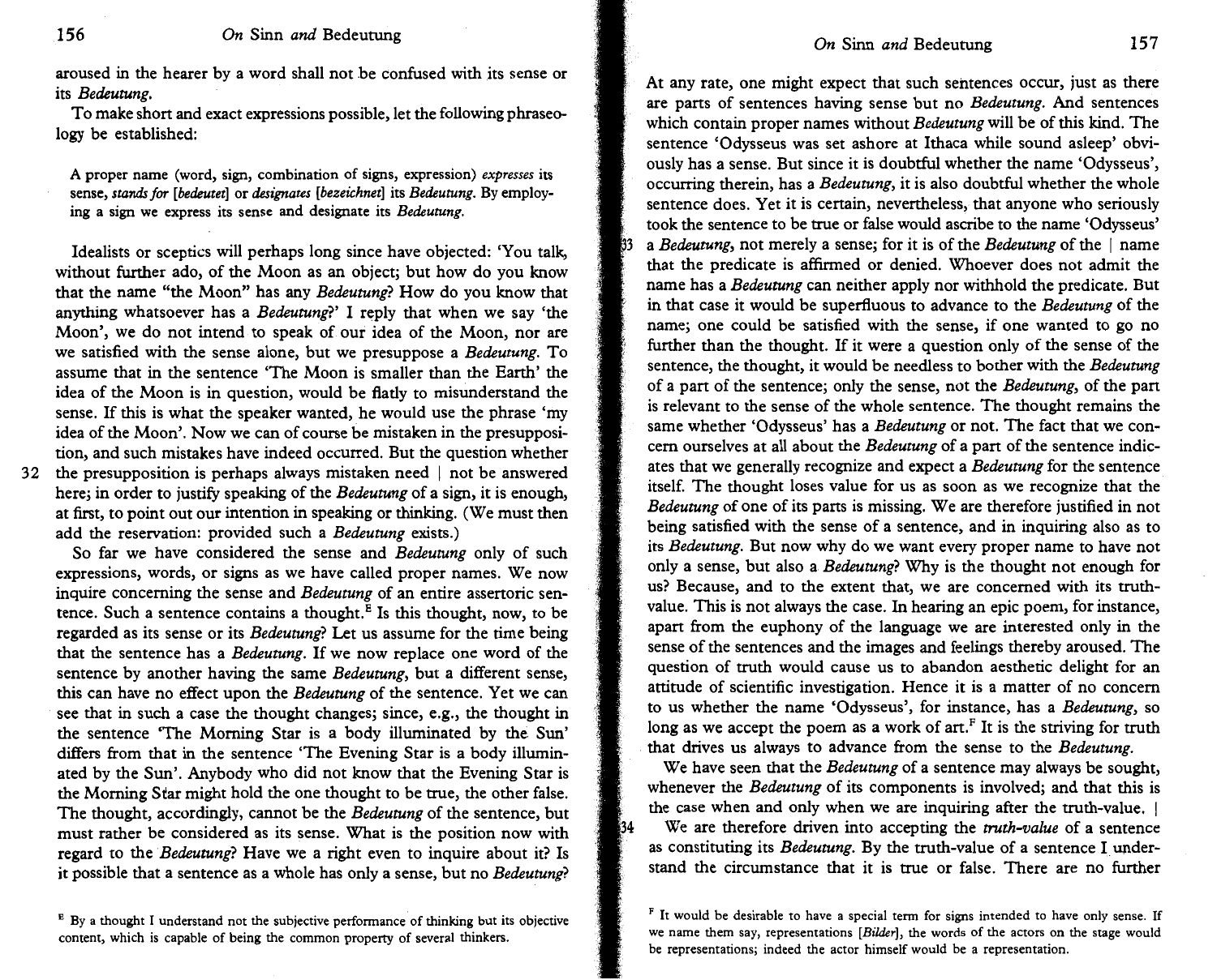aroused in the hearer by a word shall not be confused with its sense or its *Bedeutung*.

To make short and exact expressions possible, let the following phraseology be established:

> A proper name (word, sign, combination of signs, expression) *expresses* its sense, *stands for* [*bedeutet*] or *designates* [*bezeichnet*] its *Bedeutung*. By employing a sign we express its sense and designate its *Bedeutung*.

Idealists or sceptics will perhaps long since have objected: 'You talk, without further ado, of the Moon as an object; but how do you know that the name "the Moon" has any *Bedeutung*? How do you know that anything whatsoever has a *Bedeutung*?' I reply that when we say 'the Moon', we do not intend to speak of our idea of the Moon, nor are we satisfied with the sense alone, but we presuppose a *Bedeutung*. To assume that in the sentence 'The Moon is smaller than the Earth' the idea of the Moon is in question, would be flatly to misunderstand the sense. If this is what the speaker wanted, he would use the phrase 'my idea of the Moon'. Now we can of course be mistaken in the presupposition, and such mistakes have indeed occurred. But the question whether the presupposition is perhaps always mistaken need | not be answered here; in order to justify speaking of the *Bedeutung* of a sign, it is enough, at first, to point out our intention in speaking or thinking. (We must then add the reservation: provided such a *Bedeutung* exists.)

So far we have considered the sense and *Bedeutung* only of such expressions, words, or signs as we have called proper names. We now inquire concerning the sense and *Bedeutung* of an entire assertoric sentence. Such a sentence contains a thought.[E] Is this thought, now, to be regarded as its sense or its *Bedeutung*? Let us assume for the time being that the sentence has a *Bedeutung*. If we now replace one word of the sentence by another having the same *Bedeutung*, but a different sense, this can have no effect upon the *Bedeutung* of the sentence. Yet we can see that in such a case the thought changes; since, e.g., the thought in the sentence 'The Morning Star is a body illuminated by the Sun' differs from that in the sentence 'The Evening Star is a body illuminated by the Sun'. Anybody who did not know that the Evening Star is the Morning Star might hold the one thought to be true, the other false. The thought, accordingly, cannot be the *Bedeutung* of the sentence, but must rather be considered as its sense. What is the position now with regard to the *Bedeutung*? Have we a right even to inquire about it? Is it possible that a sentence as a whole has only a sense, but no *Bedeutung*? At any rate, one might expect that such sentences occur, just as there are parts of sentences having sense but no *Bedeutung*. And sentences which contain proper names without *Bedeutung* will be of this kind. The sentence 'Odysseus was set ashore at Ithaca while sound asleep' obviously has a sense. But since it is doubtful whether the name 'Odysseus', occurring therein, has a *Bedeutung*, it is also doubtful whether the whole sentence does. Yet it is certain, nevertheless, that anyone who seriously took the sentence to be true or false would ascribe to the name 'Odysseus' a *Bedeutung*, not merely a sense; for it is of the *Bedeutung* of the | name that the predicate is affirmed or denied. Whoever does not admit the name has a *Bedeutung* can neither apply nor withhold the predicate. But in that case it would be superfluous to advance to the *Bedeutung* of the name; one could be satisfied with the sense, if one wanted to go no further than the thought. If it were a question only of the sense of the sentence, the thought, it would be needless to bother with the *Bedeutung* of a part of the sentence; only the sense, not the *Bedeutung*, of the part is relevant to the sense of the whole sentence. The thought remains the same whether 'Odysseus' has a *Bedeutung* or not. The fact that we concern ourselves at all about the *Bedeutung* of a part of the sentence indicates that we generally recognize and expect a *Bedeutung* for the sentence itself. The thought loses value for us as soon as we recognize that the *Bedeutung* of one of its parts is missing. We are therefore justified in not being satisfied with the sense of a sentence, and in inquiring also as to its *Bedeutung*. But now why do we want every proper name to have not only a sense, but also a *Bedeutung*? Why is the thought not enough for us? Because, and to the extent that, we are concerned with its truth-value. This is not always the case. In hearing an epic poem, for instance, apart from the euphony of the language we are interested only in the sense of the sentences and the images and feelings thereby aroused. The question of truth would cause us to abandon aesthetic delight for an attitude of scientific investigation. Hence it is a matter of no concern to us whether the name 'Odysseus', for instance, has a *Bedeutung*, so long as we accept the poem as a work of art.[F] It is the striving for truth that drives us always to advance from the sense to the *Bedeutung*.

We have seen that the *Bedeutung* of a sentence may always be sought, whenever the *Bedeutung* of its components is involved; and that this is the case when and only when we are inquiring after the truth-value. |

We are therefore driven into accepting the *truth-value* of a sentence as constituting its *Bedeutung*. By the truth-value of a sentence I understand the circumstance that it is true or false. There are no further

[E] By a thought I understand not the subjective performance of thinking but its objective content, which is capable of being the common property of several thinkers.

[F] It would be desirable to have a special term for signs intended to have only sense. If we name them say, representations [*Bilder*], the words of the actors on the stage would be representations; indeed the actor himself would be a representation.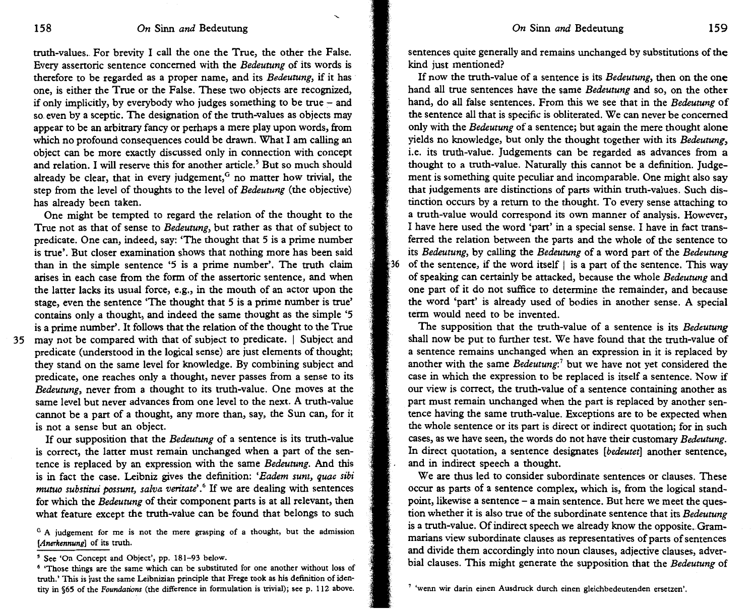truth-values. For brevity I call the one the True, the other the False. Every assertoric sentence concerned with the *Bedeutung* of its words is therefore to be regarded as a proper name, and its *Bedeutung*, if it has one, is either the True or the False. These two objects are recognized, if only implicitly, by everybody who judges something to be true – and so even by a sceptic. The designation of the truth-values as objects may appear to be an arbitrary fancy or perhaps a mere play upon words, from which no profound consequences could be drawn. What I am calling an object can be more exactly discussed only in connection with concept and relation. I will reserve this for another article.[5] But so much should already be clear, that in every judgement,[G] no matter how trivial, the step from the level of thoughts to the level of *Bedeutung* (the objective) has already been taken.

One might be tempted to regard the relation of the thought to the True not as that of sense to *Bedeutung*, but rather as that of subject to predicate. One can, indeed, say: 'The thought that 5 is a prime number is true'. But closer examination shows that nothing more has been said than in the simple sentence '5 is a prime number'. The truth claim arises in each case from the form of the assertoric sentence, and when the latter lacks its usual force, e.g., in the mouth of an actor upon the stage, even the sentence 'The thought that 5 is a prime number is true' contains only a thought, and indeed the same thought as the simple '5 is a prime number'. It follows that the relation of the thought to the True may not be compared with that of subject to predicate. | Subject and predicate (understood in the logical sense) are just elements of thought; they stand on the same level for knowledge. By combining subject and predicate, one reaches only a thought, never passes from a sense to its *Bedeutung*, never from a thought to its truth-value. One moves at the same level but never advances from one level to the next. A truth-value cannot be a part of a thought, any more than, say, the Sun can, for it is not a sense but an object.

If our supposition that the *Bedeutung* of a sentence is its truth-value is correct, the latter must remain unchanged when a part of the sentence is replaced by an expression with the same *Bedeutung*. And this is in fact the case. Leibniz gives the definition: '*Eadem sunt, quae sibi mutuo substitui possunt, salva veritate*'.[6] If we are dealing with sentences for which the *Bedeutung* of their component parts is at all relevant, then what feature except the truth-value can be found that belongs to such sentences quite generally and remains unchanged by substitutions of the kind just mentioned?

If now the truth-value of a sentence is its *Bedeutung*, then on the one hand all true sentences have the same *Bedeutung* and so, on the other hand, do all false sentences. From this we see that in the *Bedeutung* of the sentence all that is specific is obliterated. We can never be concerned only with the *Bedeutung* of a sentence; but again the mere thought alone yields no knowledge, but only the thought together with its *Bedeutung*, i.e. its truth-value. Judgements can be regarded as advances from a thought to a truth-value. Naturally this cannot be a definition. Judgement is something quite peculiar and incomparable. One might also say that judgements are distinctions of parts within truth-values. Such distinction occurs by a return to the thought. To every sense attaching to a truth-value would correspond its own manner of analysis. However, I have here used the word 'part' in a special sense. I have in fact transferred the relation between the parts and the whole of the sentence to its *Bedeutung*, by calling the *Bedeutung* of a word part of the *Bedeutung* of the sentence, if the word itself | is a part of the sentence. This way of speaking can certainly be attacked, because the whole *Bedeutung* and one part of it do not suffice to determine the remainder, and because the word 'part' is already used of bodies in another sense. A special term would need to be invented.

The supposition that the truth-value of a sentence is its *Bedeutung* shall now be put to further test. We have found that the truth-value of a sentence remains unchanged when an expression in it is replaced by another with the same *Bedeutung*:[7] but we have not yet considered the case in which the expression to be replaced is itself a sentence. Now if our view is correct, the truth-value of a sentence containing another as part must remain unchanged when the part is replaced by another sentence having the same truth-value. Exceptions are to be expected when the whole sentence or its part is direct or indirect quotation; for in such cases, as we have seen, the words do not have their customary *Bedeutung*. In direct quotation, a sentence designates [*bedeutet*] another sentence, and in indirect speech a thought.

We are thus led to consider subordinate sentences or clauses. These occur as parts of a sentence complex, which is, from the logical standpoint, likewise a sentence – a main sentence. But here we meet the question whether it is also true of the subordinate sentence that its *Bedeutung* is a truth-value. Of indirect speech we already know the opposite. Grammarians view subordinate clauses as representatives of parts of sentences and divide them accordingly into noun clauses, adjective clauses, adverbial clauses. This might generate the supposition that the *Bedeutung* of

---

[G] A judgement for me is not the mere grasping of a thought, but the admission [*Anerkennung*] of its truth.

[5] See 'On Concept and Object', pp. 181–93 below.

[6] 'Those things are the same which can be substituted for one another without loss of truth.' This is just the same Leibnizian principle that Frege took as his definition of identity in §65 of the *Foundations* (the difference in formulation is trivial); see p. 112 above.

[7] 'wenn wir darin einen Ausdruck durch einen gleichbedeutenden ersetzen'.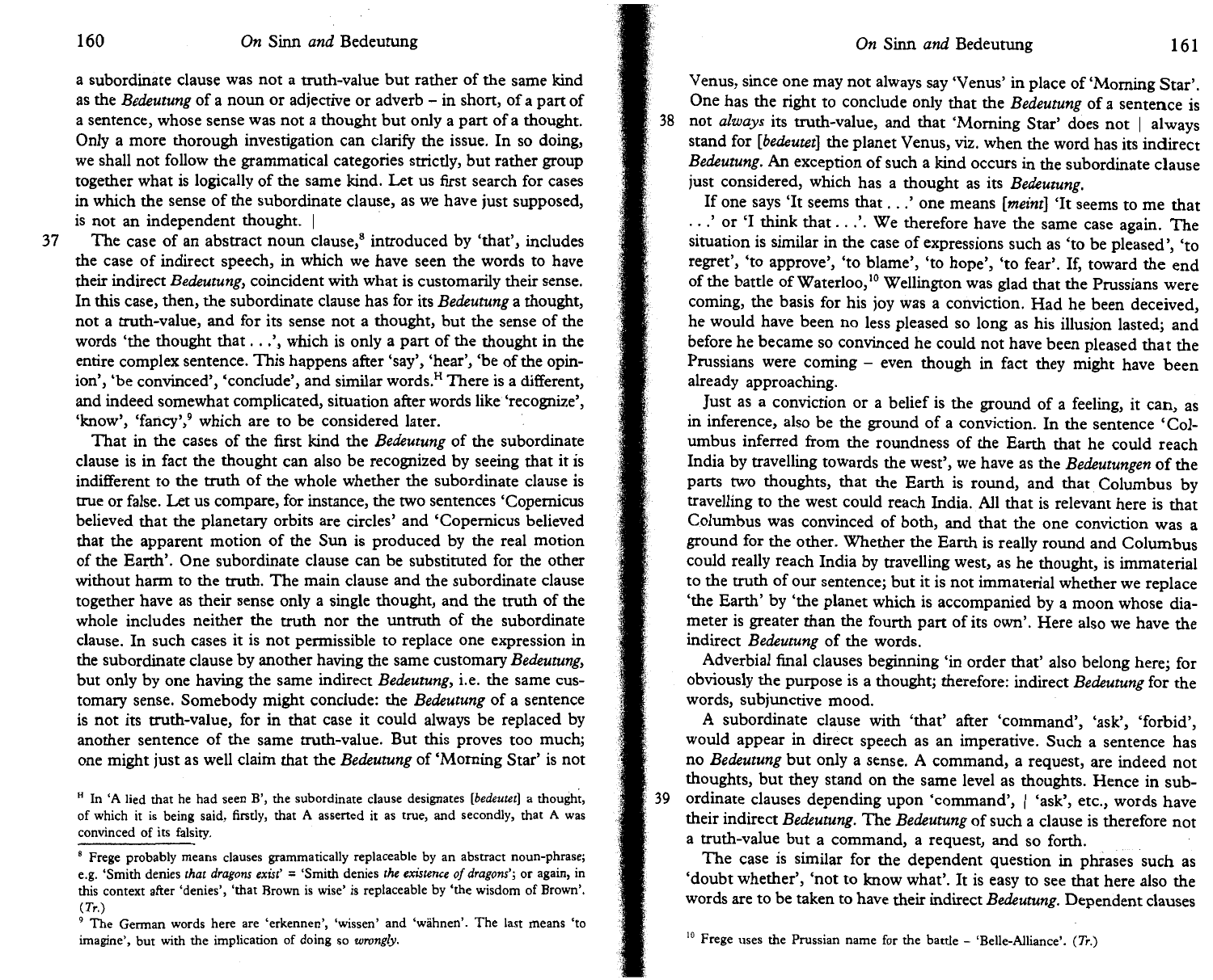a subordinate clause was not a truth-value but rather of the same kind as the *Bedeutung* of a noun or adjective or adverb – in short, of a part of a sentence, whose sense was not a thought but only a part of a thought. Only a more thorough investigation can clarify the issue. In so doing, we shall not follow the grammatical categories strictly, but rather group together what is logically of the same kind. Let us first search for cases in which the sense of the subordinate clause, as we have just supposed, is not an independent thought. |

37 The case of an abstract noun clause,[8] introduced by 'that', includes the case of indirect speech, in which we have seen the words to have their indirect *Bedeutung*, coincident with what is customarily their sense. In this case, then, the subordinate clause has for its *Bedeutung* a thought, not a truth-value, and for its sense not a thought, but the sense of the words 'the thought that . . .', which is only a part of the thought in the entire complex sentence. This happens after 'say', 'hear', 'be of the opinion', 'be convinced', 'conclude', and similar words.[H] There is a different, and indeed somewhat complicated, situation after words like 'recognize', 'know', 'fancy',[9] which are to be considered later.

That in the cases of the first kind the *Bedeutung* of the subordinate clause is in fact the thought can also be recognized by seeing that it is indifferent to the truth of the whole whether the subordinate clause is true or false. Let us compare, for instance, the two sentences 'Copernicus believed that the planetary orbits are circles' and 'Copernicus believed that the apparent motion of the Sun is produced by the real motion of the Earth'. One subordinate clause can be substituted for the other without harm to the truth. The main clause and the subordinate clause together have as their sense only a single thought, and the truth of the whole includes neither the truth nor the untruth of the subordinate clause. In such cases it is not permissible to replace one expression in the subordinate clause by another having the same customary *Bedeutung*, but only by one having the same indirect *Bedeutung*, i.e. the same customary sense. Somebody might conclude: the *Bedeutung* of a sentence is not its truth-value, for in that case it could always be replaced by another sentence of the same truth-value. But this proves too much; one might just as well claim that the *Bedeutung* of 'Morning Star' is not Venus, since one may not always say 'Venus' in place of 'Morning Star'. One has the right to conclude only that the *Bedeutung* of a sentence is

38 not *always* its truth-value, and that 'Morning Star' does not | always stand for [*bedeutet*] the planet Venus, viz. when the word has its indirect *Bedeutung*. An exception of such a kind occurs in the subordinate clause just considered, which has a thought as its *Bedeutung*.

If one says 'It seems that . . .' one means [*meint*] 'It seems to me that . . .' or 'I think that . . .'. We therefore have the same case again. The situation is similar in the case of expressions such as 'to be pleased', 'to regret', 'to approve', 'to blame', 'to hope', 'to fear'. If, toward the end of the battle of Waterloo,[10] Wellington was glad that the Prussians were coming, the basis for his joy was a conviction. Had he been deceived, he would have been no less pleased so long as his illusion lasted; and before he became so convinced he could not have been pleased that the Prussians were coming – even though in fact they might have been already approaching.

Just as a conviction or a belief is the ground of a feeling, it can, as in inference, also be the ground of a conviction. In the sentence 'Columbus inferred from the roundness of the Earth that he could reach India by travelling towards the west', we have as the *Bedeutungen* of the parts two thoughts, that the Earth is round, and that Columbus by travelling to the west could reach India. All that is relevant here is that Columbus was convinced of both, and that the one conviction was a ground for the other. Whether the Earth is really round and Columbus could really reach India by travelling west, as he thought, is immaterial to the truth of our sentence; but it is not immaterial whether we replace 'the Earth' by 'the planet which is accompanied by a moon whose diameter is greater than the fourth part of its own'. Here also we have the indirect *Bedeutung* of the words.

Adverbial final clauses beginning 'in order that' also belong here; for obviously the purpose is a thought; therefore: indirect *Bedeutung* for the words, subjunctive mood.

A subordinate clause with 'that' after 'command', 'ask', 'forbid', would appear in direct speech as an imperative. Such a sentence has no *Bedeutung* but only a sense. A command, a request, are indeed not thoughts, but they stand on the same level as thoughts. Hence in sub-

39 ordinate clauses depending upon 'command', | 'ask', etc., words have their indirect *Bedeutung*. The *Bedeutung* of such a clause is therefore not a truth-value but a command, a request, and so forth.

The case is similar for the dependent question in phrases such as 'doubt whether', 'not to know what'. It is easy to see that here also the words are to be taken to have their indirect *Bedeutung*. Dependent clauses

---

[H] In 'A lied that he had seen B', the subordinate clause designates [*bedeutet*] a thought, of which it is being said, firstly, that A asserted it as true, and secondly, that A was convinced of its falsity.

[8] Frege probably means clauses grammatically replaceable by an abstract noun-phrase; e.g. 'Smith denies *that dragons exist*' = 'Smith denies *the existence of dragons*'; or again, in this context after 'denies', 'that Brown is wise' is replaceable by 'the wisdom of Brown'. (*Tr.*)

[9] The German words here are 'erkennen', 'wissen' and 'wähnen'. The last means 'to imagine', but with the implication of doing so *wrongly*.

[10] Frege uses the Prussian name for the battle – 'Belle-Alliance'. (*Tr.*)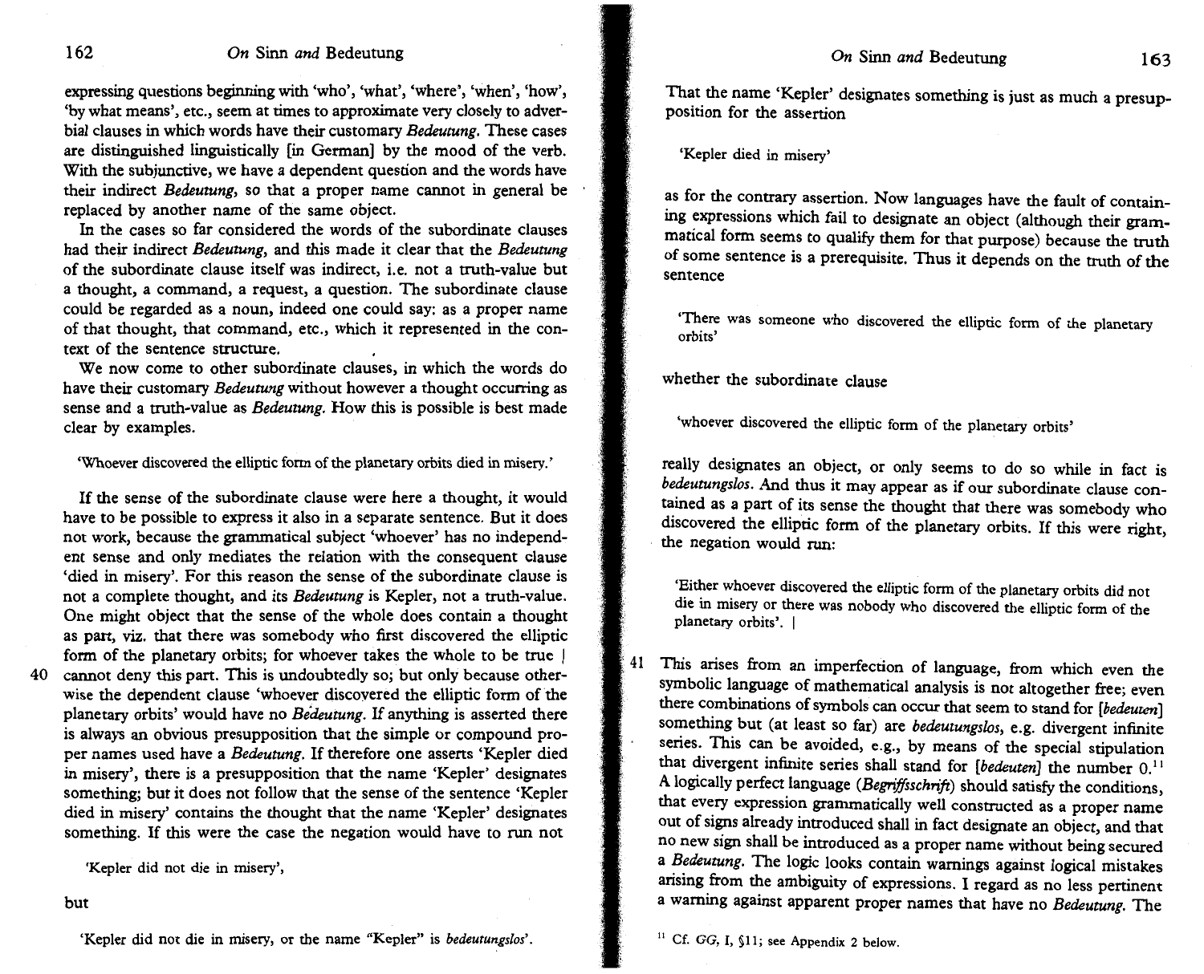expressing questions beginning with 'who', 'what', 'where', 'when', 'how', 'by what means', etc., seem at times to approximate very closely to adverbial clauses in which words have their customary *Bedeutung*. These cases are distinguished linguistically [in German] by the mood of the verb. With the subjunctive, we have a dependent question and the words have their indirect *Bedeutung*, so that a proper name cannot in general be replaced by another name of the same object.

In the cases so far considered the words of the subordinate clauses had their indirect *Bedeutung*, and this made it clear that the *Bedeutung* of the subordinate clause itself was indirect, i.e. not a truth-value but a thought, a command, a request, a question. The subordinate clause could be regarded as a noun, indeed one could say: as a proper name of that thought, that command, etc., which it represented in the context of the sentence structure.

We now come to other subordinate clauses, in which the words do have their customary *Bedeutung* without however a thought occurring as sense and a truth-value as *Bedeutung*. How this is possible is best made clear by examples.

> 'Whoever discovered the elliptic form of the planetary orbits died in misery.'

If the sense of the subordinate clause were here a thought, it would have to be possible to express it also in a separate sentence. But it does not work, because the grammatical subject 'whoever' has no independent sense and only mediates the relation with the consequent clause 'died in misery'. For this reason the sense of the subordinate clause is not a complete thought, and its *Bedeutung* is Kepler, not a truth-value. One might object that the sense of the whole does contain a thought as part, viz. that there was somebody who first discovered the elliptic form of the planetary orbits; for whoever takes the whole to be true | 40 cannot deny this part. This is undoubtedly so; but only because otherwise the dependent clause 'whoever discovered the elliptic form of the planetary orbits' would have no *Bedeutung*. If anything is asserted there is always an obvious presupposition that the simple or compound proper names used have a *Bedeutung*. If therefore one asserts 'Kepler died in misery', there is a presupposition that the name 'Kepler' designates something; but it does not follow that the sense of the sentence 'Kepler died in misery' contains the thought that the name 'Kepler' designates something. If this were the case the negation would have to run not

> 'Kepler did not die in misery',

but

> 'Kepler did not die in misery, or the name "Kepler" is *bedeutungslos*'.

That the name 'Kepler' designates something is just as much a presupposition for the assertion

> 'Kepler died in misery'

as for the contrary assertion. Now languages have the fault of containing expressions which fail to designate an object (although their grammatical form seems to qualify them for that purpose) because the truth of some sentence is a prerequisite. Thus it depends on the truth of the sentence

> 'There was someone who discovered the elliptic form of the planetary orbits'

whether the subordinate clause

> 'whoever discovered the elliptic form of the planetary orbits'

really designates an object, or only seems to do so while in fact is *bedeutungslos*. And thus it may appear as if our subordinate clause contained as a part of its sense the thought that there was somebody who discovered the elliptic form of the planetary orbits. If this were right, the negation would run:

> 'Either whoever discovered the elliptic form of the planetary orbits did not die in misery or there was nobody who discovered the elliptic form of the planetary orbits'. |

41 This arises from an imperfection of language, from which even the symbolic language of mathematical analysis is not altogether free; even there combinations of symbols can occur that seem to stand for [*bedeuten*] something but (at least so far) are *bedeutungslos*, e.g. divergent infinite series. This can be avoided, e.g., by means of the special stipulation that divergent infinite series shall stand for [*bedeuten*] the number 0.[11] A logically perfect language (*Begriffsschrift*) should satisfy the conditions, that every expression grammatically well constructed as a proper name out of signs already introduced shall in fact designate an object, and that no new sign shall be introduced as a proper name without being secured a *Bedeutung*. The logic books contain warnings against logical mistakes arising from the ambiguity of expressions. I regard as no less pertinent a warning against apparent proper names that have no *Bedeutung*. The

[11] Cf. *GG*, I, §11; see Appendix 2 below.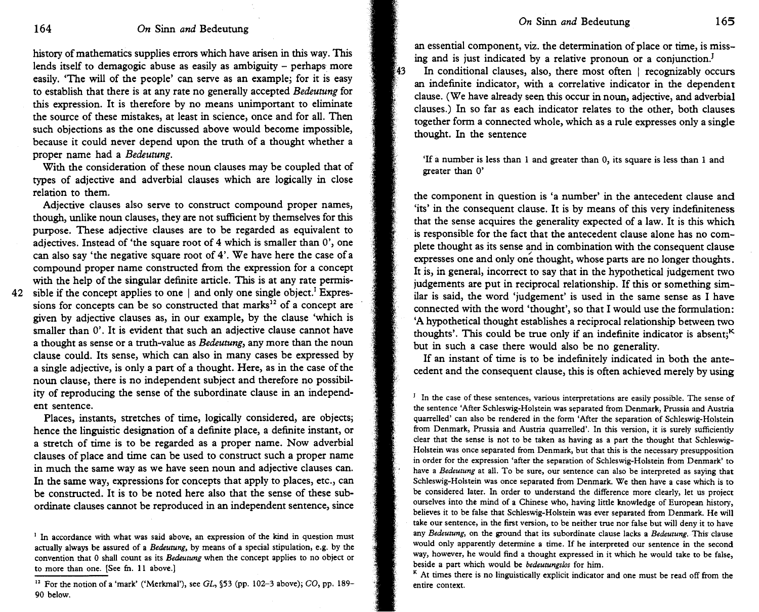history of mathematics supplies errors which have arisen in this way. This lends itself to demagogic abuse as easily as ambiguity – perhaps more easily. 'The will of the people' can serve as an example; for it is easy to establish that there is at any rate no generally accepted *Bedeutung* for this expression. It is therefore by no means unimportant to eliminate the source of these mistakes, at least in science, once and for all. Then such objections as the one discussed above would become impossible, because it could never depend upon the truth of a thought whether a proper name had a *Bedeutung*.

With the consideration of these noun clauses may be coupled that of types of adjective and adverbial clauses which are logically in close relation to them.

Adjective clauses also serve to construct compound proper names, though, unlike noun clauses, they are not sufficient by themselves for this purpose. These adjective clauses are to be regarded as equivalent to adjectives. Instead of 'the square root of 4 which is smaller than 0', one can also say 'the negative square root of 4'. We have here the case of a compound proper name constructed from the expression for a concept with the help of the singular definite article. This is at any rate permissible if the concept applies to one | and only one single object.[I] Expressions for concepts can be so constructed that marks[12] of a concept are given by adjective clauses as, in our example, by the clause 'which is smaller than 0'. It is evident that such an adjective clause cannot have a thought as sense or a truth-value as *Bedeutung*, any more than the noun clause could. Its sense, which can also in many cases be expressed by a single adjective, is only a part of a thought. Here, as in the case of the noun clause, there is no independent subject and therefore no possibility of reproducing the sense of the subordinate clause in an independent sentence.

Places, instants, stretches of time, logically considered, are objects; hence the linguistic designation of a definite place, a definite instant, or a stretch of time is to be regarded as a proper name. Now adverbial clauses of place and time can be used to construct such a proper name in much the same way as we have seen noun and adjective clauses can. In the same way, expressions for concepts that apply to places, etc., can be constructed. It is to be noted here also that the sense of these subordinate clauses cannot be reproduced in an independent sentence, since an essential component, viz. the determination of place or time, is missing and is just indicated by a relative pronoun or a conjunction.[J]

In conditional clauses, also, there most often | recognizably occurs an indefinite indicator, with a correlative indicator in the dependent clause. (We have already seen this occur in noun, adjective, and adverbial clauses.) In so far as each indicator relates to the other, both clauses together form a connected whole, which as a rule expresses only a single thought. In the sentence

> 'If a number is less than 1 and greater than 0, its square is less than 1 and greater than 0'

the component in question is 'a number' in the antecedent clause and 'its' in the consequent clause. It is by means of this very indefiniteness that the sense acquires the generality expected of a law. It is this which is responsible for the fact that the antecedent clause alone has no complete thought as its sense and in combination with the consequent clause expresses one and only one thought, whose parts are no longer thoughts. It is, in general, incorrect to say that in the hypothetical judgement two judgements are put in reciprocal relationship. If this or something similar is said, the word 'judgement' is used in the same sense as I have connected with the word 'thought', so that I would use the formulation: 'A hypothetical thought establishes a reciprocal relationship between two thoughts'. This could be true only if an indefinite indicator is absent;[K] but in such a case there would also be no generality.

If an instant of time is to be indefinitely indicated in both the antecedent and the consequent clause, this is often achieved merely by using

---

[I] In accordance with what was said above, an expression of the kind in question must actually always be assured of a *Bedeutung*, by means of a special stipulation, e.g. by the convention that 0 shall count as its *Bedeutung* when the concept applies to no object or to more than one. [See fn. 11 above.]

[12] For the notion of a 'mark' ('Merkmal'), see *GL*, §53 (pp. 102–3 above); *CO*, pp. 189–90 below.

[J] In the case of these sentences, various interpretations are easily possible. The sense of the sentence 'After Schleswig-Holstein was separated from Denmark, Prussia and Austria quarrelled' can also be rendered in the form 'After the separation of Schleswig-Holstein from Denmark, Prussia and Austria quarrelled'. In this version, it is surely sufficiently clear that the sense is not to be taken as having as a part the thought that Schleswig-Holstein was once separated from Denmark, but that this is the necessary presupposition in order for the expression 'after the separation of Schleswig-Holstein from Denmark' to have a *Bedeutung* at all. To be sure, our sentence can also be interpreted as saying that Schleswig-Holstein was once separated from Denmark. We then have a case which is to be considered later. In order to understand the difference more clearly, let us project ourselves into the mind of a Chinese who, having little knowledge of European history, believes it to be false that Schleswig-Holstein was ever separated from Denmark. He will take our sentence, in the first version, to be neither true nor false but will deny it to have any *Bedeutung*, on the ground that its subordinate clause lacks a *Bedeutung*. This clause would only apparently determine a time. If he interpreted our sentence in the second way, however, he would find a thought expressed in it which he would take to be false, beside a part which would be *bedeutungslos* for him.

[K] At times there is no linguistically explicit indicator and one must be read off from the entire context.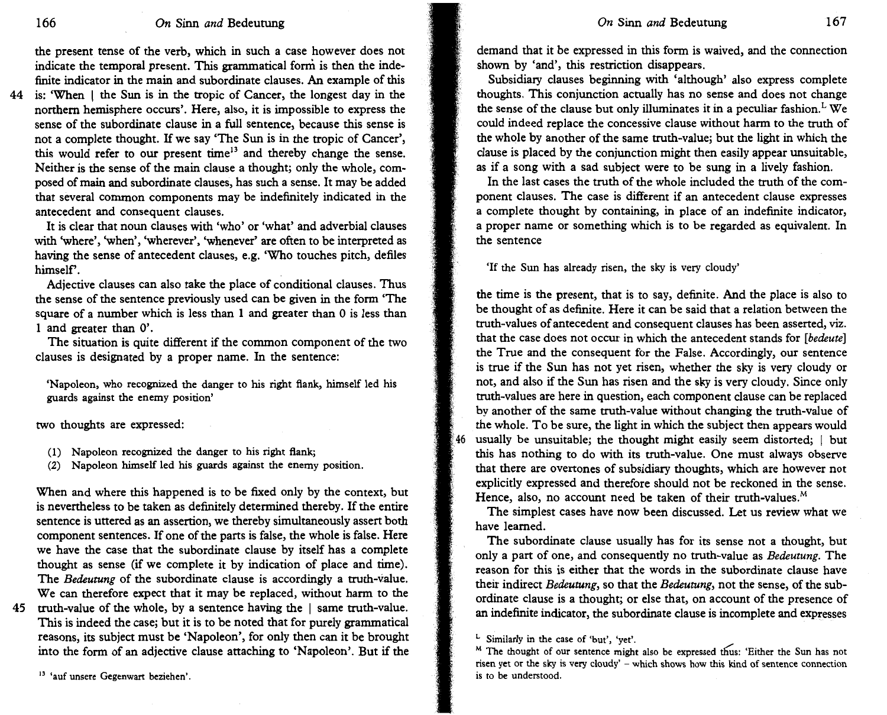the present tense of the verb, which in such a case however does not indicate the temporal present. This grammatical form is then the indefinite indicator in the main and subordinate clauses. An example of this is: 'When | the Sun is in the tropic of Cancer, the longest day in the northern hemisphere occurs'. Here, also, it is impossible to express the sense of the subordinate clause in a full sentence, because this sense is not a complete thought. If we say 'The Sun is in the tropic of Cancer', this would refer to our present time[13] and thereby change the sense. Neither is the sense of the main clause a thought; only the whole, composed of main and subordinate clauses, has such a sense. It may be added that several common components may be indefinitely indicated in the antecedent and consequent clauses.

It is clear that noun clauses with 'who' or 'what' and adverbial clauses with 'where', 'when', 'wherever', 'whenever' are often to be interpreted as having the sense of antecedent clauses, e.g. 'Who touches pitch, defiles himself'.

Adjective clauses can also take the place of conditional clauses. Thus the sense of the sentence previously used can be given in the form 'The square of a number which is less than 1 and greater than 0 is less than 1 and greater than 0'.

The situation is quite different if the common component of the two clauses is designated by a proper name. In the sentence:

> 'Napoleon, who recognized the danger to his right flank, himself led his guards against the enemy position'

two thoughts are expressed:

> (1) Napoleon recognized the danger to his right flank;
> (2) Napoleon himself led his guards against the enemy position.

When and where this happened is to be fixed only by the context, but is nevertheless to be taken as definitely determined thereby. If the entire sentence is uttered as an assertion, we thereby simultaneously assert both component sentences. If one of the parts is false, the whole is false. Here we have the case that the subordinate clause by itself has a complete thought as sense (if we complete it by indication of place and time). The *Bedeutung* of the subordinate clause is accordingly a truth-value. We can therefore expect that it may be replaced, without harm to the truth-value of the whole, by a sentence having the | same truth-value. This is indeed the case; but it is to be noted that for purely grammatical reasons, its subject must be 'Napoleon', for only then can it be brought into the form of an adjective clause attaching to 'Napoleon'. But if the demand that it be expressed in this form is waived, and the connection shown by 'and', this restriction disappears.

Subsidiary clauses beginning with 'although' also express complete thoughts. This conjunction actually has no sense and does not change the sense of the clause but only illuminates it in a peculiar fashion.[L] We could indeed replace the concessive clause without harm to the truth of the whole by another of the same truth-value; but the light in which the clause is placed by the conjunction might then easily appear unsuitable, as if a song with a sad subject were to be sung in a lively fashion.

In the last cases the truth of the whole included the truth of the component clauses. The case is different if an antecedent clause expresses a complete thought by containing, in place of an indefinite indicator, a proper name or something which is to be regarded as equivalent. In the sentence

> 'If the Sun has already risen, the sky is very cloudy'

the time is the present, that is to say, definite. And the place is also to be thought of as definite. Here it can be said that a relation between the truth-values of antecedent and consequent clauses has been asserted, viz. that the case does not occur in which the antecedent stands for [*bedeute*] the True and the consequent for the False. Accordingly, our sentence is true if the Sun has not yet risen, whether the sky is very cloudy or not, and also if the Sun has risen and the sky is very cloudy. Since only truth-values are here in question, each component clause can be replaced by another of the same truth-value without changing the truth-value of the whole. To be sure, the light in which the subject then appears would usually be unsuitable; the thought might easily seem distorted; | but this has nothing to do with its truth-value. One must always observe that there are overtones of subsidiary thoughts, which are however not explicitly expressed and therefore should not be reckoned in the sense. Hence, also, no account need be taken of their truth-values.[M]

The simplest cases have now been discussed. Let us review what we have learned.

The subordinate clause usually has for its sense not a thought, but only a part of one, and consequently no truth-value as *Bedeutung*. The reason for this is either that the words in the subordinate clause have their indirect *Bedeutung*, so that the *Bedeutung*, not the sense, of the subordinate clause is a thought; or else that, on account of the presence of an indefinite indicator, the subordinate clause is incomplete and expresses

---

[13] 'auf unsere Gegenwart beziehen'.

[L] Similarly in the case of 'but', 'yet'.

[M] The thought of our sentence might also be expressed thus: 'Either the Sun has not risen yet or the sky is very cloudy' – which shows how this kind of sentence connection is to be understood.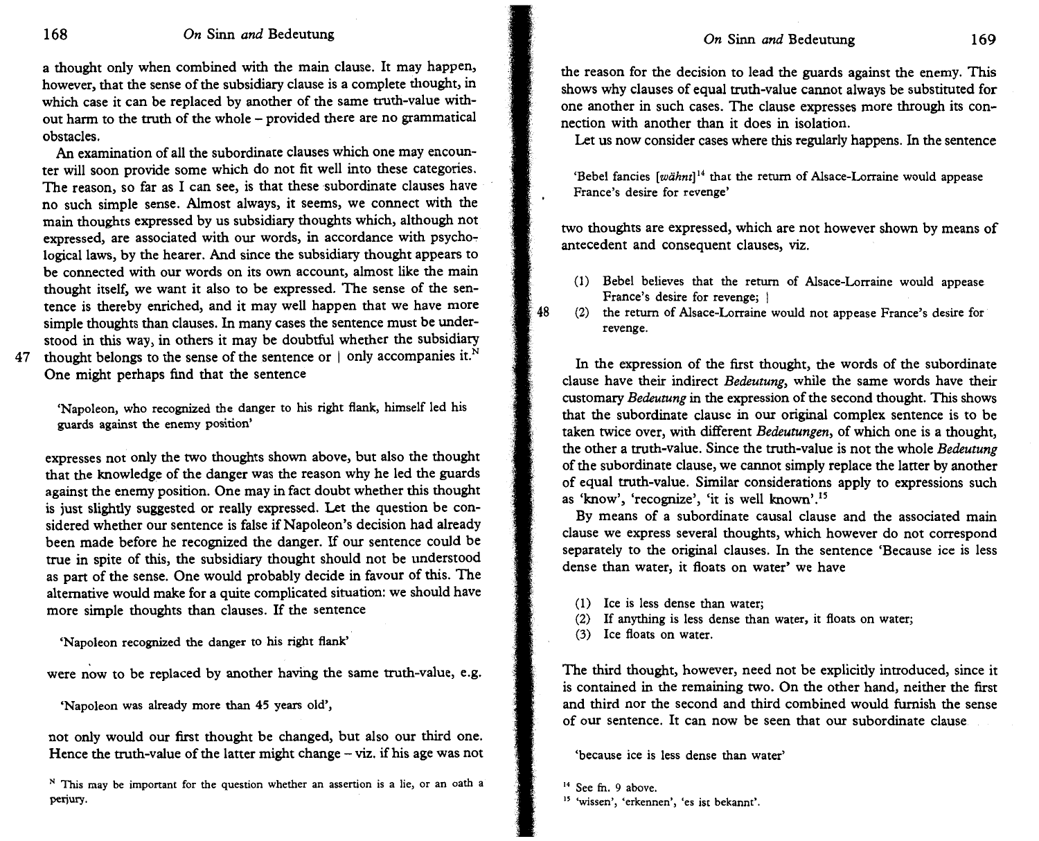a thought only when combined with the main clause. It may happen, however, that the sense of the subsidiary clause is a complete thought, in which case it can be replaced by another of the same truth-value without harm to the truth of the whole – provided there are no grammatical obstacles.

An examination of all the subordinate clauses which one may encounter will soon provide some which do not fit well into these categories. The reason, so far as I can see, is that these subordinate clauses have no such simple sense. Almost always, it seems, we connect with the main thoughts expressed by us subsidiary thoughts which, although not expressed, are associated with our words, in accordance with psychological laws, by the hearer. And since the subsidiary thought appears to be connected with our words on its own account, almost like the main thought itself, we want it also to be expressed. The sense of the sentence is thereby enriched, and it may well happen that we have more simple thoughts than clauses. In many cases the sentence must be understood in this way, in others it may be doubtful whether the subsidiary thought belongs to the sense of the sentence or | only accompanies it.[N] One might perhaps find that the sentence

> 'Napoleon, who recognized the danger to his right flank, himself led his guards against the enemy position'

expresses not only the two thoughts shown above, but also the thought that the knowledge of the danger was the reason why he led the guards against the enemy position. One may in fact doubt whether this thought is just slightly suggested or really expressed. Let the question be considered whether our sentence is false if Napoleon's decision had already been made before he recognized the danger. If our sentence could be true in spite of this, the subsidiary thought should not be understood as part of the sense. One would probably decide in favour of this. The alternative would make for a quite complicated situation: we should have more simple thoughts than clauses. If the sentence

> 'Napoleon recognized the danger to his right flank'

were now to be replaced by another having the same truth-value, e.g.

> 'Napoleon was already more than 45 years old',

not only would our first thought be changed, but also our third one. Hence the truth-value of the latter might change – viz. if his age was not the reason for the decision to lead the guards against the enemy. This shows why clauses of equal truth-value cannot always be substituted for one another in such cases. The clause expresses more through its connection with another than it does in isolation.

Let us now consider cases where this regularly happens. In the sentence

> 'Bebel fancies [*wähnt*][14] that the return of Alsace-Lorraine would appease France's desire for revenge'

two thoughts are expressed, which are not however shown by means of antecedent and consequent clauses, viz.

> (1) Bebel believes that the return of Alsace-Lorraine would appease France's desire for revenge; |
> (2) the return of Alsace-Lorraine would not appease France's desire for revenge.

In the expression of the first thought, the words of the subordinate clause have their indirect *Bedeutung*, while the same words have their customary *Bedeutung* in the expression of the second thought. This shows that the subordinate clause in our original complex sentence is to be taken twice over, with different *Bedeutungen*, of which one is a thought, the other a truth-value. Since the truth-value is not the whole *Bedeutung* of the subordinate clause, we cannot simply replace the latter by another of equal truth-value. Similar considerations apply to expressions such as 'know', 'recognize', 'it is well known'.[15]

By means of a subordinate causal clause and the associated main clause we express several thoughts, which however do not correspond separately to the original clauses. In the sentence 'Because ice is less dense than water, it floats on water' we have

> (1) Ice is less dense than water;
> (2) If anything is less dense than water, it floats on water;
> (3) Ice floats on water.

The third thought, however, need not be explicitly introduced, since it is contained in the remaining two. On the other hand, neither the first and third nor the second and third combined would furnish the sense of our sentence. It can now be seen that our subordinate clause

> 'because ice is less dense than water'

[N] This may be important for the question whether an assertion is a lie, or an oath a perjury.

[14] See fn. 9 above.

[15] 'wissen', 'erkennen', 'es ist bekannt'.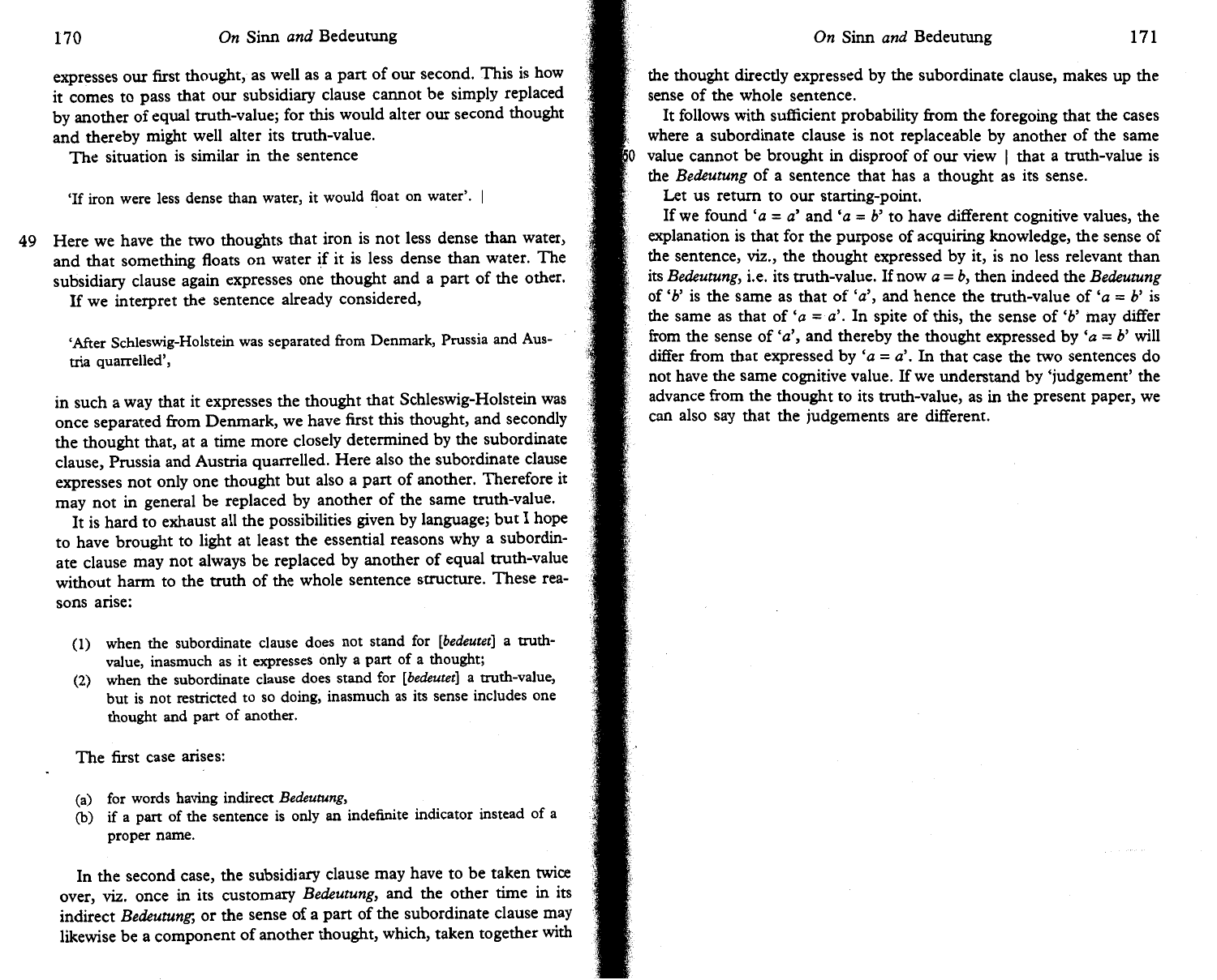expresses our first thought, as well as a part of our second. This is how it comes to pass that our subsidiary clause cannot be simply replaced by another of equal truth-value; for this would alter our second thought and thereby might well alter its truth-value.

The situation is similar in the sentence

> 'If iron were less dense than water, it would float on water'. |

49 Here we have the two thoughts that iron is not less dense than water, and that something floats on water if it is less dense than water. The subsidiary clause again expresses one thought and a part of the other.

If we interpret the sentence already considered,

> 'After Schleswig-Holstein was separated from Denmark, Prussia and Austria quarrelled',

in such a way that it expresses the thought that Schleswig-Holstein was once separated from Denmark, we have first this thought, and secondly the thought that, at a time more closely determined by the subordinate clause, Prussia and Austria quarrelled. Here also the subordinate clause expresses not only one thought but also a part of another. Therefore it may not in general be replaced by another of the same truth-value.

It is hard to exhaust all the possibilities given by language; but I hope to have brought to light at least the essential reasons why a subordinate clause may not always be replaced by another of equal truth-value without harm to the truth of the whole sentence structure. These reasons arise:

(1) when the subordinate clause does not stand for [*bedeutet*] a truth-value, inasmuch as it expresses only a part of a thought;
(2) when the subordinate clause does stand for [*bedeutet*] a truth-value, but is not restricted to so doing, inasmuch as its sense includes one thought and part of another.

The first case arises:

(a) for words having indirect *Bedeutung*,
(b) if a part of the sentence is only an indefinite indicator instead of a proper name.

In the second case, the subsidiary clause may have to be taken twice over, viz. once in its customary *Bedeutung*, and the other time in its indirect *Bedeutung*; or the sense of a part of the subordinate clause may likewise be a component of another thought, which, taken together with the thought directly expressed by the subordinate clause, makes up the sense of the whole sentence.

It follows with sufficient probability from the foregoing that the cases where a subordinate clause is not replaceable by another of the same

50 value cannot be brought in disproof of our view | that a truth-value is the *Bedeutung* of a sentence that has a thought as its sense.

Let us return to our starting-point.

If we found '$a = a$' and '$a = b$' to have different cognitive values, the explanation is that for the purpose of acquiring knowledge, the sense of the sentence, viz., the thought expressed by it, is no less relevant than its *Bedeutung*, i.e. its truth-value. If now $a = b$, then indeed the *Bedeutung* of '$b$' is the same as that of '$a$', and hence the truth-value of '$a = b$' is the same as that of '$a = a$'. In spite of this, the sense of '$b$' may differ from the sense of '$a$', and thereby the thought expressed by '$a = b$' will differ from that expressed by '$a = a$'. In that case the two sentences do not have the same cognitive value. If we understand by 'judgement' the advance from the thought to its truth-value, as in the present paper, we can also say that the judgements are different.